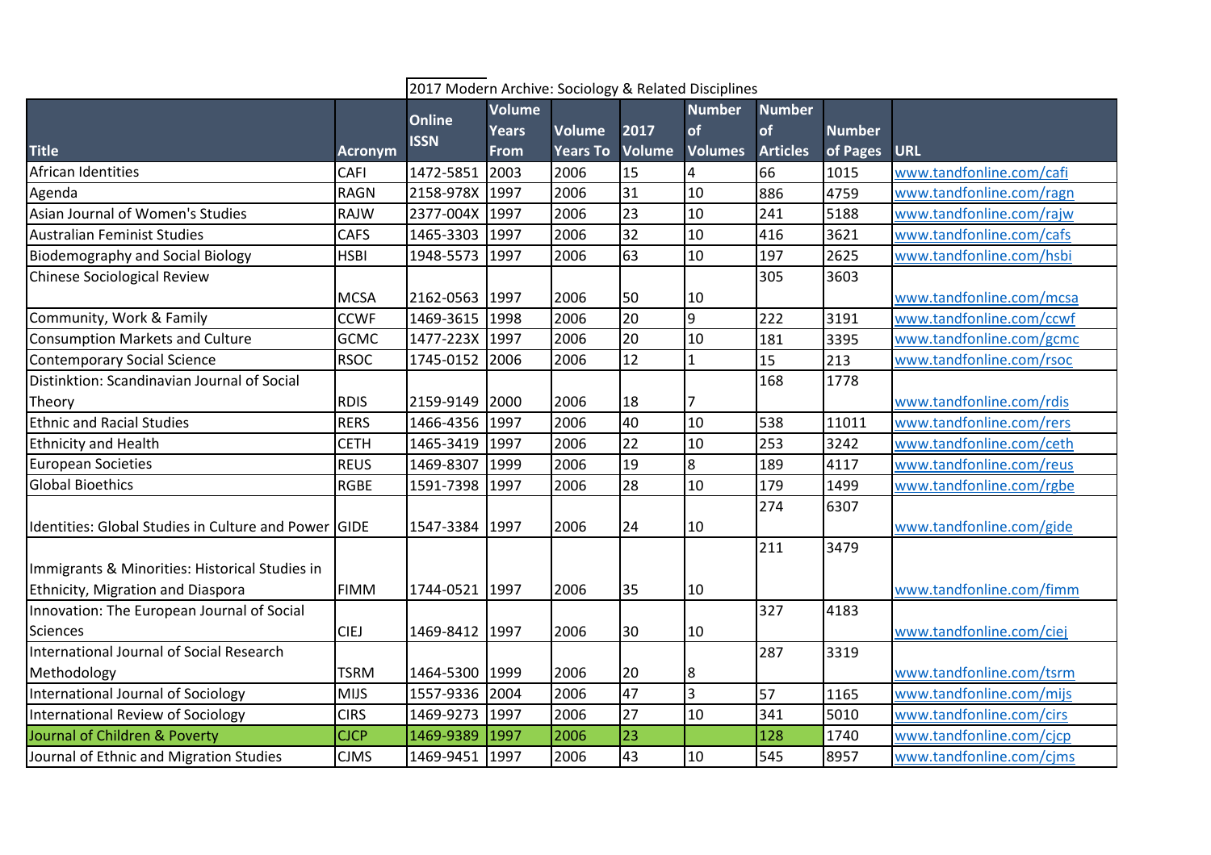2017 Modern Archive: Sociology & Related Disciplines

| Title | Acronym | Online ISSN | Volume Years From | Volume Years To | 2017 Volume | Number of Volumes | Number of Articles | Number of Pages | URL |
|---|---|---|---|---|---|---|---|---|---|
| African Identities | CAFI | 1472-5851 | 2003 | 2006 | 15 | 4 | 66 | 1015 | www.tandfonline.com/cafi |
| Agenda | RAGN | 2158-978X | 1997 | 2006 | 31 | 10 | 886 | 4759 | www.tandfonline.com/ragn |
| Asian Journal of Women's Studies | RAJW | 2377-004X | 1997 | 2006 | 23 | 10 | 241 | 5188 | www.tandfonline.com/rajw |
| Australian Feminist Studies | CAFS | 1465-3303 | 1997 | 2006 | 32 | 10 | 416 | 3621 | www.tandfonline.com/cafs |
| Biodemography and Social Biology | HSBI | 1948-5573 | 1997 | 2006 | 63 | 10 | 197 | 2625 | www.tandfonline.com/hsbi |
| Chinese Sociological Review | MCSA | 2162-0563 | 1997 | 2006 | 50 | 10 | 305 | 3603 | www.tandfonline.com/mcsa |
| Community, Work & Family | CCWF | 1469-3615 | 1998 | 2006 | 20 | 9 | 222 | 3191 | www.tandfonline.com/ccwf |
| Consumption Markets and Culture | GCMC | 1477-223X | 1997 | 2006 | 20 | 10 | 181 | 3395 | www.tandfonline.com/gcmc |
| Contemporary Social Science | RSOC | 1745-0152 | 2006 | 2006 | 12 | 1 | 15 | 213 | www.tandfonline.com/rsoc |
| Distinktion: Scandinavian Journal of Social Theory | RDIS | 2159-9149 | 2000 | 2006 | 18 | 7 | 168 | 1778 | www.tandfonline.com/rdis |
| Ethnic and Racial Studies | RERS | 1466-4356 | 1997 | 2006 | 40 | 10 | 538 | 11011 | www.tandfonline.com/rers |
| Ethnicity and Health | CETH | 1465-3419 | 1997 | 2006 | 22 | 10 | 253 | 3242 | www.tandfonline.com/ceth |
| European Societies | REUS | 1469-8307 | 1999 | 2006 | 19 | 8 | 189 | 4117 | www.tandfonline.com/reus |
| Global Bioethics | RGBE | 1591-7398 | 1997 | 2006 | 28 | 10 | 179 | 1499 | www.tandfonline.com/rgbe |
| Identities: Global Studies in Culture and Power | GIDE | 1547-3384 | 1997 | 2006 | 24 | 10 | 274 | 6307 | www.tandfonline.com/gide |
| Immigrants & Minorities: Historical Studies in Ethnicity, Migration and Diaspora | FIMM | 1744-0521 | 1997 | 2006 | 35 | 10 | 211 | 3479 | www.tandfonline.com/fimm |
| Innovation: The European Journal of Social Sciences | CIEJ | 1469-8412 | 1997 | 2006 | 30 | 10 | 327 | 4183 | www.tandfonline.com/ciej |
| International Journal of Social Research Methodology | TSRM | 1464-5300 | 1999 | 2006 | 20 | 8 | 287 | 3319 | www.tandfonline.com/tsrm |
| International Journal of Sociology | MIJS | 1557-9336 | 2004 | 2006 | 47 | 3 | 57 | 1165 | www.tandfonline.com/mijs |
| International Review of Sociology | CIRS | 1469-9273 | 1997 | 2006 | 27 | 10 | 341 | 5010 | www.tandfonline.com/cirs |
| Journal of Children & Poverty | CJCP | 1469-9389 | 1997 | 2006 | 23 | | 128 | 1740 | www.tandfonline.com/cjcp |
| Journal of Ethnic and Migration Studies | CJMS | 1469-9451 | 1997 | 2006 | 43 | 10 | 545 | 8957 | www.tandfonline.com/cjms |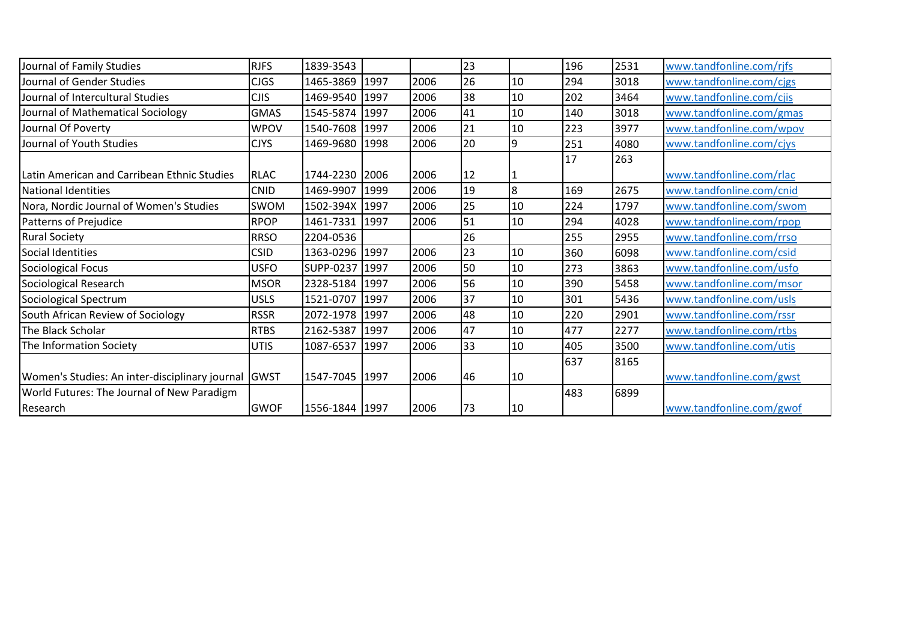| | | | | | | | | | |
|---|---|---|---|---|---|---|---|---|---|
| Journal of Family Studies | RJFS | 1839-3543 | | | 23 | | 196 | 2531 | www.tandfonline.com/rjfs |
| Journal of Gender Studies | CJGS | 1465-3869 | 1997 | 2006 | 26 | 10 | 294 | 3018 | www.tandfonline.com/cjgs |
| Journal of Intercultural Studies | CJIS | 1469-9540 | 1997 | 2006 | 38 | 10 | 202 | 3464 | www.tandfonline.com/cjis |
| Journal of Mathematical Sociology | GMAS | 1545-5874 | 1997 | 2006 | 41 | 10 | 140 | 3018 | www.tandfonline.com/gmas |
| Journal Of Poverty | WPOV | 1540-7608 | 1997 | 2006 | 21 | 10 | 223 | 3977 | www.tandfonline.com/wpov |
| Journal of Youth Studies | CJYS | 1469-9680 | 1998 | 2006 | 20 | 9 | 251 | 4080 | www.tandfonline.com/cjys |
| Latin American and Carribean Ethnic Studies | RLAC | 1744-2230 | 2006 | 2006 | 12 | 1 | 17 | 263 | www.tandfonline.com/rlac |
| National Identities | CNID | 1469-9907 | 1999 | 2006 | 19 | 8 | 169 | 2675 | www.tandfonline.com/cnid |
| Nora, Nordic Journal of Women's Studies | SWOM | 1502-394X | 1997 | 2006 | 25 | 10 | 224 | 1797 | www.tandfonline.com/swom |
| Patterns of Prejudice | RPOP | 1461-7331 | 1997 | 2006 | 51 | 10 | 294 | 4028 | www.tandfonline.com/rpop |
| Rural Society | RRSO | 2204-0536 | | | 26 | | 255 | 2955 | www.tandfonline.com/rrso |
| Social Identities | CSID | 1363-0296 | 1997 | 2006 | 23 | 10 | 360 | 6098 | www.tandfonline.com/csid |
| Sociological Focus | USFO | SUPP-0237 | 1997 | 2006 | 50 | 10 | 273 | 3863 | www.tandfonline.com/usfo |
| Sociological Research | MSOR | 2328-5184 | 1997 | 2006 | 56 | 10 | 390 | 5458 | www.tandfonline.com/msor |
| Sociological Spectrum | USLS | 1521-0707 | 1997 | 2006 | 37 | 10 | 301 | 5436 | www.tandfonline.com/usls |
| South African Review of Sociology | RSSR | 2072-1978 | 1997 | 2006 | 48 | 10 | 220 | 2901 | www.tandfonline.com/rssr |
| The Black Scholar | RTBS | 2162-5387 | 1997 | 2006 | 47 | 10 | 477 | 2277 | www.tandfonline.com/rtbs |
| The Information Society | UTIS | 1087-6537 | 1997 | 2006 | 33 | 10 | 405 | 3500 | www.tandfonline.com/utis |
| Women's Studies: An inter-disciplinary journal | GWST | 1547-7045 | 1997 | 2006 | 46 | 10 | 637 | 8165 | www.tandfonline.com/gwst |
| World Futures: The Journal of New Paradigm Research | GWOF | 1556-1844 | 1997 | 2006 | 73 | 10 | 483 | 6899 | www.tandfonline.com/gwof |